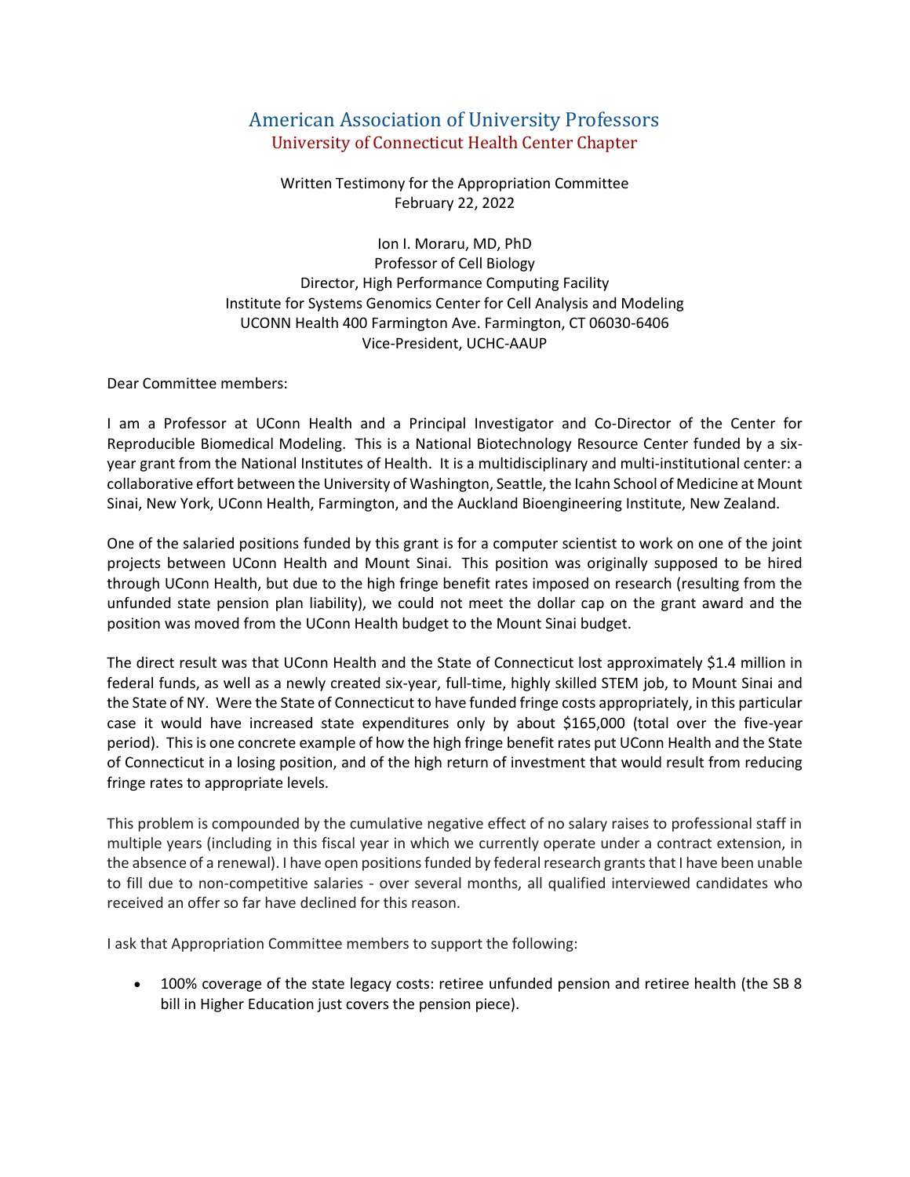# American Association of University Professors

## University of Connecticut Health Center Chapter

Written Testimony for the Appropriation Committee
February 22, 2022

Ion I. Moraru, MD, PhD
Professor of Cell Biology
Director, High Performance Computing Facility
Institute for Systems Genomics Center for Cell Analysis and Modeling
UCONN Health 400 Farmington Ave. Farmington, CT 06030-6406
Vice-President, UCHC-AAUP

Dear Committee members:

I am a Professor at UConn Health and a Principal Investigator and Co-Director of the Center for Reproducible Biomedical Modeling. This is a National Biotechnology Resource Center funded by a six-year grant from the National Institutes of Health. It is a multidisciplinary and multi-institutional center: a collaborative effort between the University of Washington, Seattle, the Icahn School of Medicine at Mount Sinai, New York, UConn Health, Farmington, and the Auckland Bioengineering Institute, New Zealand.

One of the salaried positions funded by this grant is for a computer scientist to work on one of the joint projects between UConn Health and Mount Sinai. This position was originally supposed to be hired through UConn Health, but due to the high fringe benefit rates imposed on research (resulting from the unfunded state pension plan liability), we could not meet the dollar cap on the grant award and the position was moved from the UConn Health budget to the Mount Sinai budget.

The direct result was that UConn Health and the State of Connecticut lost approximately $1.4 million in federal funds, as well as a newly created six-year, full-time, highly skilled STEM job, to Mount Sinai and the State of NY. Were the State of Connecticut to have funded fringe costs appropriately, in this particular case it would have increased state expenditures only by about $165,000 (total over the five-year period). This is one concrete example of how the high fringe benefit rates put UConn Health and the State of Connecticut in a losing position, and of the high return of investment that would result from reducing fringe rates to appropriate levels.

This problem is compounded by the cumulative negative effect of no salary raises to professional staff in multiple years (including in this fiscal year in which we currently operate under a contract extension, in the absence of a renewal). I have open positions funded by federal research grants that I have been unable to fill due to non-competitive salaries - over several months, all qualified interviewed candidates who received an offer so far have declined for this reason.

I ask that Appropriation Committee members to support the following:

- 100% coverage of the state legacy costs: retiree unfunded pension and retiree health (the SB 8 bill in Higher Education just covers the pension piece).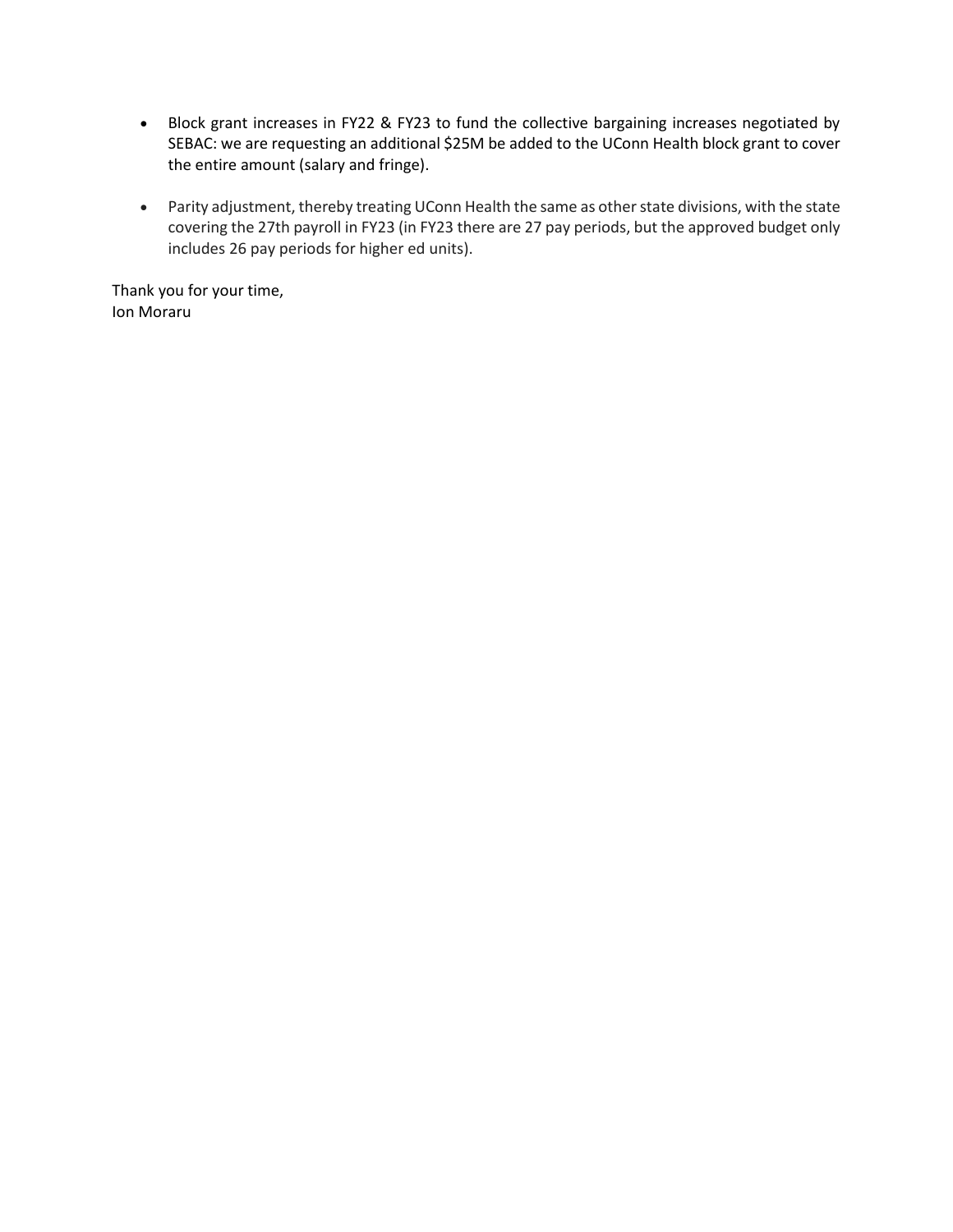- Block grant increases in FY22 & FY23 to fund the collective bargaining increases negotiated by SEBAC: we are requesting an additional $25M be added to the UConn Health block grant to cover the entire amount (salary and fringe).

- Parity adjustment, thereby treating UConn Health the same as other state divisions, with the state covering the 27th payroll in FY23 (in FY23 there are 27 pay periods, but the approved budget only includes 26 pay periods for higher ed units).

Thank you for your time,
Ion Moraru